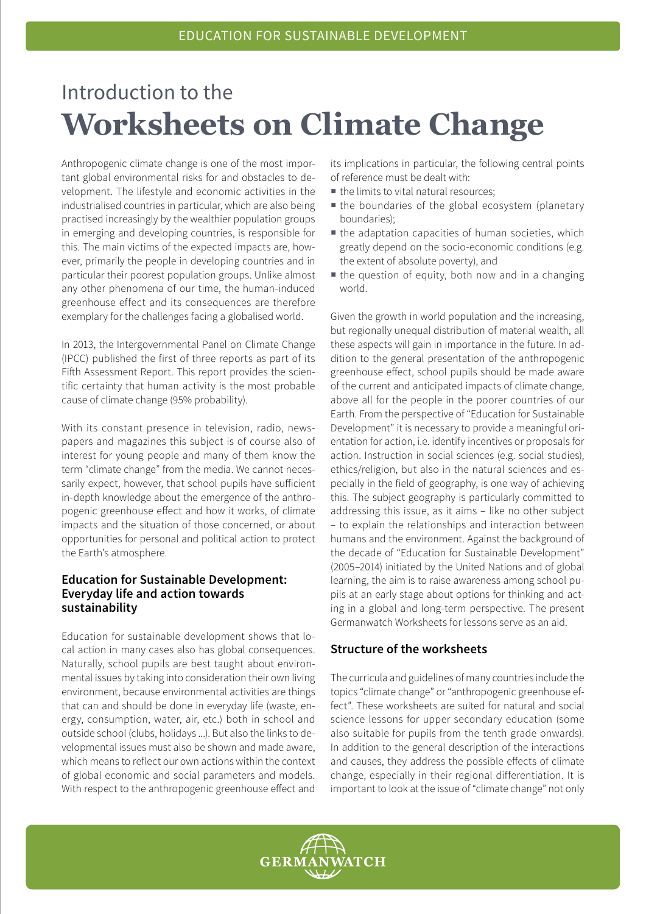# Introduction to the **Worksheets on Climate Change**

Anthropogenic climate change is one of the most important global environmental risks for and obstacles to development. The lifestyle and economic activities in the industrialised countries in particular, which are also being practised increasingly by the wealthier population groups in emerging and developing countries, is responsible for this. The main victims of the expected impacts are, however, primarily the people in developing countries and in particular their poorest population groups. Unlike almost any other phenomena of our time, the human-induced greenhouse effect and its consequences are therefore exemplary for the challenges facing a globalised world.

In 2013, the Intergovernmental Panel on Climate Change (IPCC) published the first of three reports as part of its Fifth Assessment Report. This report provides the scientific certainty that human activity is the most probable cause of climate change (95% probability).

With its constant presence in television, radio, newspapers and magazines this subject is of course also of interest for young people and many of them know the term "climate change" from the media. We cannot necessarily expect, however, that school pupils have sufficient in-depth knowledge about the emergence of the anthropogenic greenhouse effect and how it works, of climate impacts and the situation of those concerned, or about opportunities for personal and political action to protect the Earth's atmosphere.

### Education for Sustainable Development: Everyday life and action towards sustainability

Education for sustainable development shows that local action in many cases also has global consequences. Naturally, school pupils are best taught about environmental issues by taking into consideration their own living environment, because environmental activities are things that can and should be done in everyday life (waste, energy, consumption, water, air, etc.) both in school and outside school (clubs, holidays ...). But also the links to developmental issues must also be shown and made aware, which means to reflect our own actions within the context of global economic and social parameters and models. With respect to the anthropogenic greenhouse effect and its implications in particular, the following central points of reference must be dealt with:

- the limits to vital natural resources;
- the boundaries of the global ecosystem (planetary boundaries);
- the adaptation capacities of human societies, which greatly depend on the socio-economic conditions (e.g. the extent of absolute poverty), and
- the question of equity, both now and in a changing world.

Given the growth in world population and the increasing, but regionally unequal distribution of material wealth, all these aspects will gain in importance in the future. In addition to the general presentation of the anthropogenic greenhouse effect, school pupils should be made aware of the current and anticipated impacts of climate change, above all for the people in the poorer countries of our Earth. From the perspective of "Education for Sustainable Development" it is necessary to provide a meaningful orientation for action, i.e. identify incentives or proposals for action. Instruction in social sciences (e.g. social studies), ethics/religion, but also in the natural sciences and especially in the field of geography, is one way of achieving this. The subject geography is particularly committed to addressing this issue, as it aims – like no other subject – to explain the relationships and interaction between humans and the environment. Against the background of the decade of "Education for Sustainable Development" (2005–2014) initiated by the United Nations and of global learning, the aim is to raise awareness among school pupils at an early stage about options for thinking and acting in a global and long-term perspective. The present Germanwatch Worksheets for lessons serve as an aid.

### Structure of the worksheets

The curricula and guidelines of many countries include the topics "climate change" or "anthropogenic greenhouse effect". These worksheets are suited for natural and social science lessons for upper secondary education (some also suitable for pupils from the tenth grade onwards). In addition to the general description of the interactions and causes, they address the possible effects of climate change, especially in their regional differentiation. It is important to look at the issue of "climate change" not only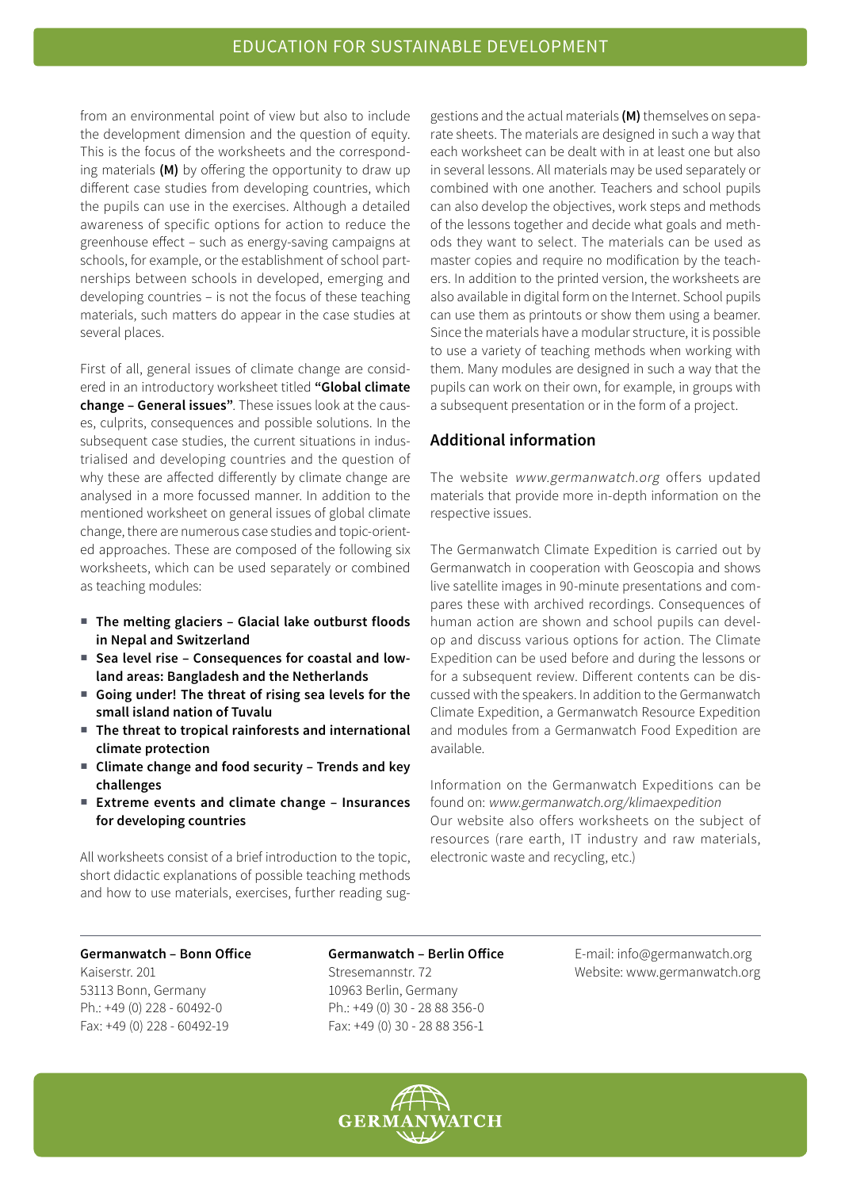from an environmental point of view but also to include the development dimension and the question of equity. This is the focus of the worksheets and the corresponding materials **(M)** by offering the opportunity to draw up different case studies from developing countries, which the pupils can use in the exercises. Although a detailed awareness of specific options for action to reduce the greenhouse effect – such as energy-saving campaigns at schools, for example, or the establishment of school partnerships between schools in developed, emerging and developing countries – is not the focus of these teaching materials, such matters do appear in the case studies at several places.

First of all, general issues of climate change are considered in an introductory worksheet titled **"Global climate change – General issues"**. These issues look at the causes, culprits, consequences and possible solutions. In the subsequent case studies, the current situations in industrialised and developing countries and the question of why these are affected differently by climate change are analysed in a more focussed manner. In addition to the mentioned worksheet on general issues of global climate change, there are numerous case studies and topic-oriented approaches. These are composed of the following six worksheets, which can be used separately or combined as teaching modules:

- **The melting glaciers – Glacial lake outburst floods in Nepal and Switzerland**
- **Sea level rise – Consequences for coastal and lowland areas: Bangladesh and the Netherlands**
- **Going under! The threat of rising sea levels for the small island nation of Tuvalu**
- **The threat to tropical rainforests and international climate protection**
- **Climate change and food security – Trends and key challenges**
- **Extreme events and climate change – Insurances for developing countries**

All worksheets consist of a brief introduction to the topic, short didactic explanations of possible teaching methods and how to use materials, exercises, further reading suggestions and the actual materials **(M)** themselves on separate sheets. The materials are designed in such a way that each worksheet can be dealt with in at least one but also in several lessons. All materials may be used separately or combined with one another. Teachers and school pupils can also develop the objectives, work steps and methods of the lessons together and decide what goals and methods they want to select. The materials can be used as master copies and require no modification by the teachers. In addition to the printed version, the worksheets are also available in digital form on the Internet. School pupils can use them as printouts or show them using a beamer. Since the materials have a modular structure, it is possible to use a variety of teaching methods when working with them. Many modules are designed in such a way that the pupils can work on their own, for example, in groups with a subsequent presentation or in the form of a project.

## Additional information

The website *www.germanwatch.org* offers updated materials that provide more in-depth information on the respective issues.

The Germanwatch Climate Expedition is carried out by Germanwatch in cooperation with Geoscopia and shows live satellite images in 90-minute presentations and compares these with archived recordings. Consequences of human action are shown and school pupils can develop and discuss various options for action. The Climate Expedition can be used before and during the lessons or for a subsequent review. Different contents can be discussed with the speakers. In addition to the Germanwatch Climate Expedition, a Germanwatch Resource Expedition and modules from a Germanwatch Food Expedition are available.

Information on the Germanwatch Expeditions can be found on: *www.germanwatch.org/klimaexpedition*
Our website also offers worksheets on the subject of resources (rare earth, IT industry and raw materials, electronic waste and recycling, etc.)

---

**Germanwatch – Bonn Office**
Kaiserstr. 201
53113 Bonn, Germany
Ph.: +49 (0) 228 - 60492-0
Fax: +49 (0) 228 - 60492-19

**Germanwatch – Berlin Office**
Stresemannstr. 72
10963 Berlin, Germany
Ph.: +49 (0) 30 - 28 88 356-0
Fax: +49 (0) 30 - 28 88 356-1

E-mail: info@germanwatch.org
Website: www.germanwatch.org

GERMANWATCH